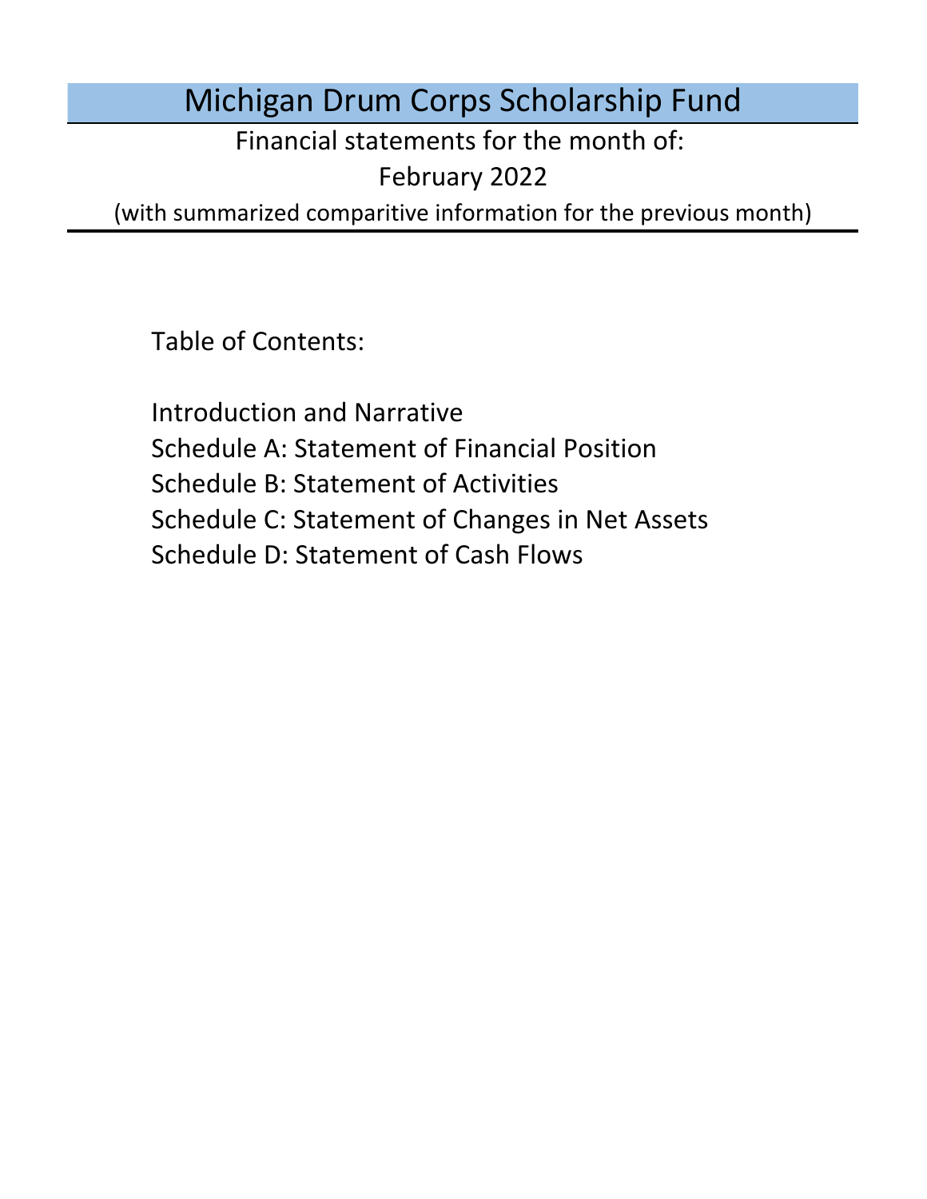# Michigan Drum Corps Scholarship Fund

Financial statements for the month of:

February 2022

(with summarized comparitive information for the previous month)

Table of Contents:

- Introduction and Narrative
- Schedule A: Statement of Financial Position
- Schedule B: Statement of Activities
- Schedule C: Statement of Changes in Net Assets
- Schedule D: Statement of Cash Flows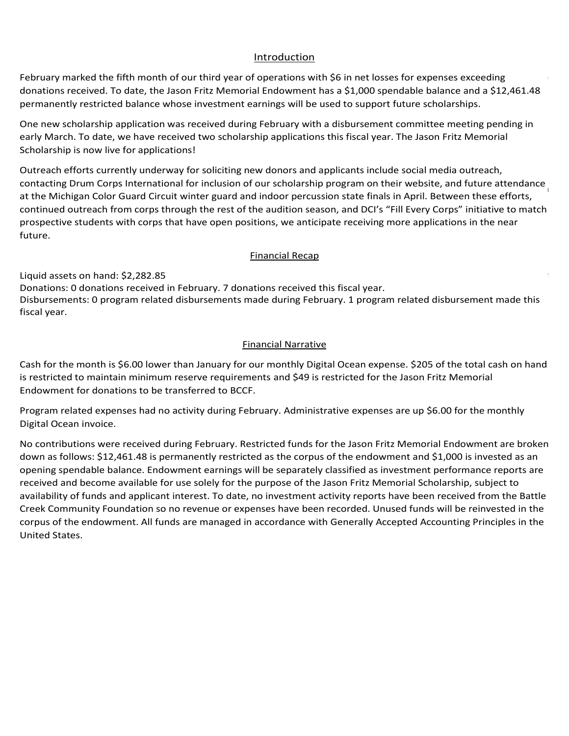## Introduction

February marked the fifth month of our third year of operations with $6 in net losses for expenses exceeding donations received. To date, the Jason Fritz Memorial Endowment has a $1,000 spendable balance and a $12,461.48 permanently restricted balance whose investment earnings will be used to support future scholarships.

One new scholarship application was received during February with a disbursement committee meeting pending in early March. To date, we have received two scholarship applications this fiscal year. The Jason Fritz Memorial Scholarship is now live for applications!

Outreach efforts currently underway for soliciting new donors and applicants include social media outreach, contacting Drum Corps International for inclusion of our scholarship program on their website, and future attendance at the Michigan Color Guard Circuit winter guard and indoor percussion state finals in April. Between these efforts, continued outreach from corps through the rest of the audition season, and DCI's "Fill Every Corps" initiative to match prospective students with corps that have open positions, we anticipate receiving more applications in the near future.

## Financial Recap

Liquid assets on hand: $2,282.85
Donations: 0 donations received in February. 7 donations received this fiscal year.
Disbursements: 0 program related disbursements made during February. 1 program related disbursement made this fiscal year.

## Financial Narrative

Cash for the month is $6.00 lower than January for our monthly Digital Ocean expense. $205 of the total cash on hand is restricted to maintain minimum reserve requirements and $49 is restricted for the Jason Fritz Memorial Endowment for donations to be transferred to BCCF.

Program related expenses had no activity during February. Administrative expenses are up $6.00 for the monthly Digital Ocean invoice.

No contributions were received during February. Restricted funds for the Jason Fritz Memorial Endowment are broken down as follows: $12,461.48 is permanently restricted as the corpus of the endowment and $1,000 is invested as an opening spendable balance. Endowment earnings will be separately classified as investment performance reports are received and become available for use solely for the purpose of the Jason Fritz Memorial Scholarship, subject to availability of funds and applicant interest. To date, no investment activity reports have been received from the Battle Creek Community Foundation so no revenue or expenses have been recorded. Unused funds will be reinvested in the corpus of the endowment. All funds are managed in accordance with Generally Accepted Accounting Principles in the United States.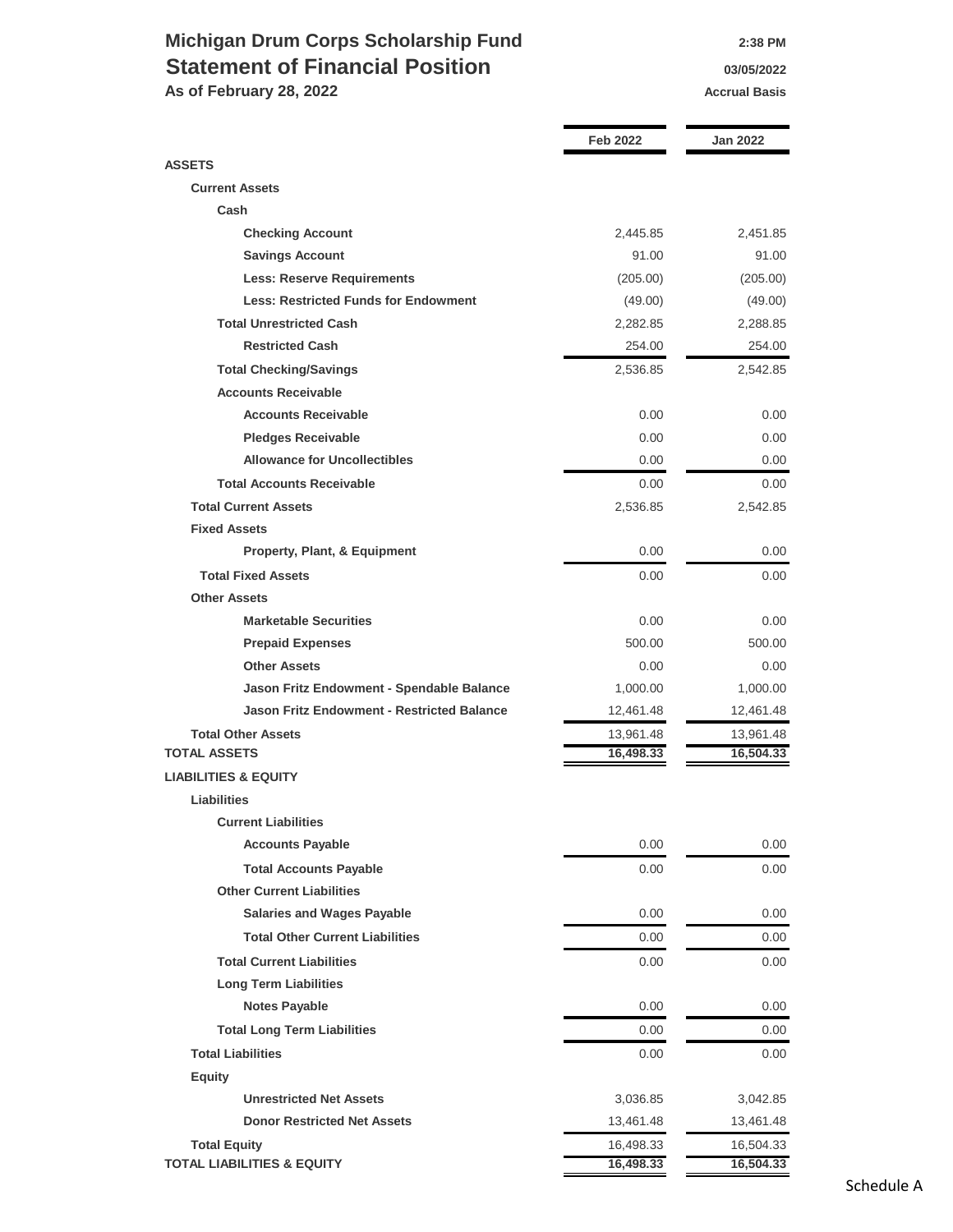# Michigan Drum Corps Scholarship Fund

## Statement of Financial Position

**As of February 28, 2022**

2:38 PM
03/05/2022
Accrual Basis

| | Feb 2022 | Jan 2022 |
|---|---|---|
| **ASSETS** | | |
| **Current Assets** | | |
| **Cash** | | |
| **Checking Account** | 2,445.85 | 2,451.85 |
| **Savings Account** | 91.00 | 91.00 |
| **Less: Reserve Requirements** | (205.00) | (205.00) |
| **Less: Restricted Funds for Endowment** | (49.00) | (49.00) |
| **Total Unrestricted Cash** | 2,282.85 | 2,288.85 |
| **Restricted Cash** | 254.00 | 254.00 |
| **Total Checking/Savings** | 2,536.85 | 2,542.85 |
| **Accounts Receivable** | | |
| **Accounts Receivable** | 0.00 | 0.00 |
| **Pledges Receivable** | 0.00 | 0.00 |
| **Allowance for Uncollectibles** | 0.00 | 0.00 |
| **Total Accounts Receivable** | 0.00 | 0.00 |
| **Total Current Assets** | 2,536.85 | 2,542.85 |
| **Fixed Assets** | | |
| **Property, Plant, & Equipment** | 0.00 | 0.00 |
| **Total Fixed Assets** | 0.00 | 0.00 |
| **Other Assets** | | |
| **Marketable Securities** | 0.00 | 0.00 |
| **Prepaid Expenses** | 500.00 | 500.00 |
| **Other Assets** | 0.00 | 0.00 |
| **Jason Fritz Endowment - Spendable Balance** | 1,000.00 | 1,000.00 |
| **Jason Fritz Endowment - Restricted Balance** | 12,461.48 | 12,461.48 |
| **Total Other Assets** | 13,961.48 | 13,961.48 |
| **TOTAL ASSETS** | **16,498.33** | **16,504.33** |
| **LIABILITIES & EQUITY** | | |
| **Liabilities** | | |
| **Current Liabilities** | | |
| **Accounts Payable** | 0.00 | 0.00 |
| **Total Accounts Payable** | 0.00 | 0.00 |
| **Other Current Liabilities** | | |
| **Salaries and Wages Payable** | 0.00 | 0.00 |
| **Total Other Current Liabilities** | 0.00 | 0.00 |
| **Total Current Liabilities** | 0.00 | 0.00 |
| **Long Term Liabilities** | | |
| **Notes Payable** | 0.00 | 0.00 |
| **Total Long Term Liabilities** | 0.00 | 0.00 |
| **Total Liabilities** | 0.00 | 0.00 |
| **Equity** | | |
| **Unrestricted Net Assets** | 3,036.85 | 3,042.85 |
| **Donor Restricted Net Assets** | 13,461.48 | 13,461.48 |
| **Total Equity** | 16,498.33 | 16,504.33 |
| **TOTAL LIABILITIES & EQUITY** | **16,498.33** | **16,504.33** |

Schedule A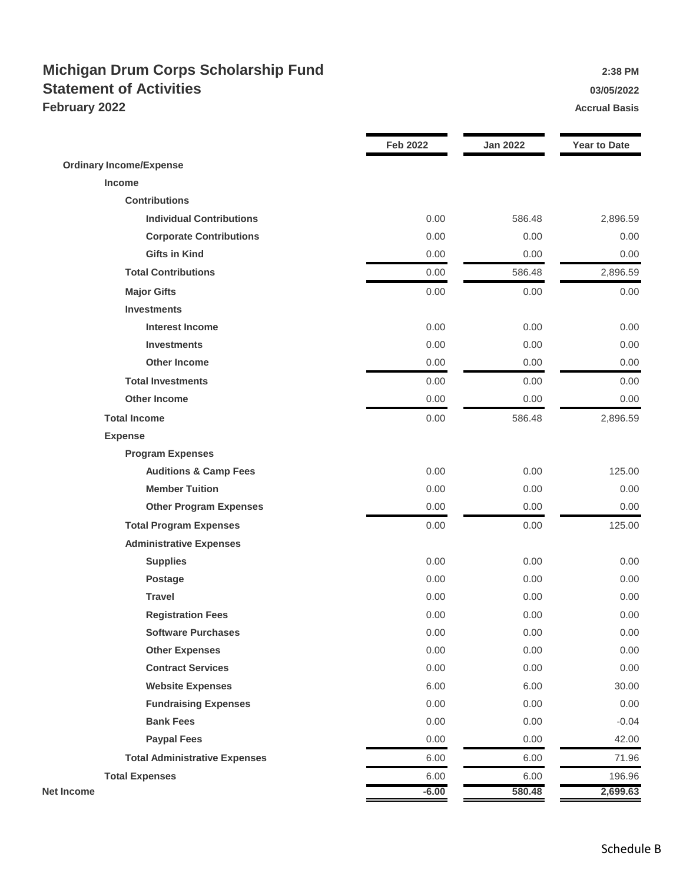# Michigan Drum Corps Scholarship Fund

## Statement of Activities

### February 2022

2:38 PM
03/05/2022
Accrual Basis

| | Feb 2022 | Jan 2022 | Year to Date |
|---|---|---|---|
| **Ordinary Income/Expense** | | | |
| **Income** | | | |
| **Contributions** | | | |
| **Individual Contributions** | 0.00 | 586.48 | 2,896.59 |
| **Corporate Contributions** | 0.00 | 0.00 | 0.00 |
| **Gifts in Kind** | 0.00 | 0.00 | 0.00 |
| **Total Contributions** | 0.00 | 586.48 | 2,896.59 |
| **Major Gifts** | 0.00 | 0.00 | 0.00 |
| **Investments** | | | |
| **Interest Income** | 0.00 | 0.00 | 0.00 |
| **Investments** | 0.00 | 0.00 | 0.00 |
| **Other Income** | 0.00 | 0.00 | 0.00 |
| **Total Investments** | 0.00 | 0.00 | 0.00 |
| **Other Income** | 0.00 | 0.00 | 0.00 |
| **Total Income** | 0.00 | 586.48 | 2,896.59 |
| **Expense** | | | |
| **Program Expenses** | | | |
| **Auditions & Camp Fees** | 0.00 | 0.00 | 125.00 |
| **Member Tuition** | 0.00 | 0.00 | 0.00 |
| **Other Program Expenses** | 0.00 | 0.00 | 0.00 |
| **Total Program Expenses** | 0.00 | 0.00 | 125.00 |
| **Administrative Expenses** | | | |
| **Supplies** | 0.00 | 0.00 | 0.00 |
| **Postage** | 0.00 | 0.00 | 0.00 |
| **Travel** | 0.00 | 0.00 | 0.00 |
| **Registration Fees** | 0.00 | 0.00 | 0.00 |
| **Software Purchases** | 0.00 | 0.00 | 0.00 |
| **Other Expenses** | 0.00 | 0.00 | 0.00 |
| **Contract Services** | 0.00 | 0.00 | 0.00 |
| **Website Expenses** | 6.00 | 6.00 | 30.00 |
| **Fundraising Expenses** | 0.00 | 0.00 | 0.00 |
| **Bank Fees** | 0.00 | 0.00 | -0.04 |
| **Paypal Fees** | 0.00 | 0.00 | 42.00 |
| **Total Administrative Expenses** | 6.00 | 6.00 | 71.96 |
| **Total Expenses** | 6.00 | 6.00 | 196.96 |
| **Net Income** | **-6.00** | **580.48** | **2,699.63** |

Schedule B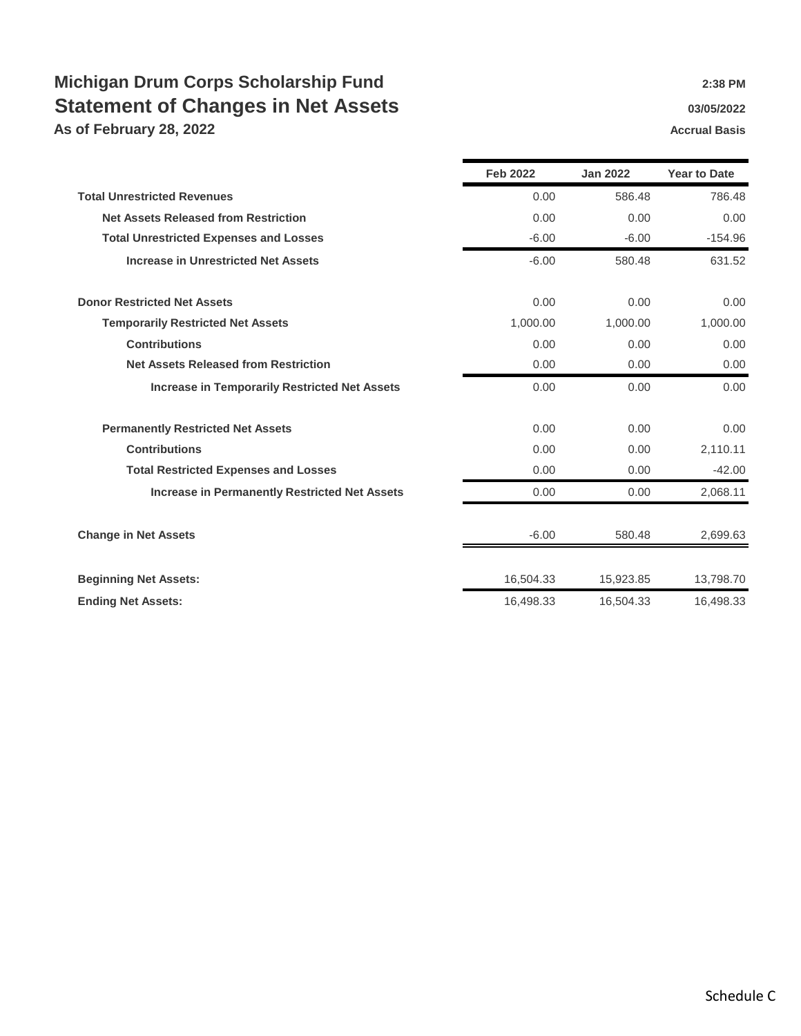# Michigan Drum Corps Scholarship Fund

## Statement of Changes in Net Assets

**As of February 28, 2022**

**2:38 PM**
**03/05/2022**
**Accrual Basis**

| | Feb 2022 | Jan 2022 | Year to Date |
|---|---|---|---|
| **Total Unrestricted Revenues** | 0.00 | 586.48 | 786.48 |
| **Net Assets Released from Restriction** | 0.00 | 0.00 | 0.00 |
| **Total Unrestricted Expenses and Losses** | -6.00 | -6.00 | -154.96 |
| **Increase in Unrestricted Net Assets** | -6.00 | 580.48 | 631.52 |
| | | | |
| **Donor Restricted Net Assets** | 0.00 | 0.00 | 0.00 |
| **Temporarily Restricted Net Assets** | 1,000.00 | 1,000.00 | 1,000.00 |
| **Contributions** | 0.00 | 0.00 | 0.00 |
| **Net Assets Released from Restriction** | 0.00 | 0.00 | 0.00 |
| **Increase in Temporarily Restricted Net Assets** | 0.00 | 0.00 | 0.00 |
| | | | |
| **Permanently Restricted Net Assets** | 0.00 | 0.00 | 0.00 |
| **Contributions** | 0.00 | 0.00 | 2,110.11 |
| **Total Restricted Expenses and Losses** | 0.00 | 0.00 | -42.00 |
| **Increase in Permanently Restricted Net Assets** | 0.00 | 0.00 | 2,068.11 |
| | | | |
| **Change in Net Assets** | -6.00 | 580.48 | 2,699.63 |
| | | | |
| **Beginning Net Assets:** | 16,504.33 | 15,923.85 | 13,798.70 |
| **Ending Net Assets:** | 16,498.33 | 16,504.33 | 16,498.33 |

Schedule C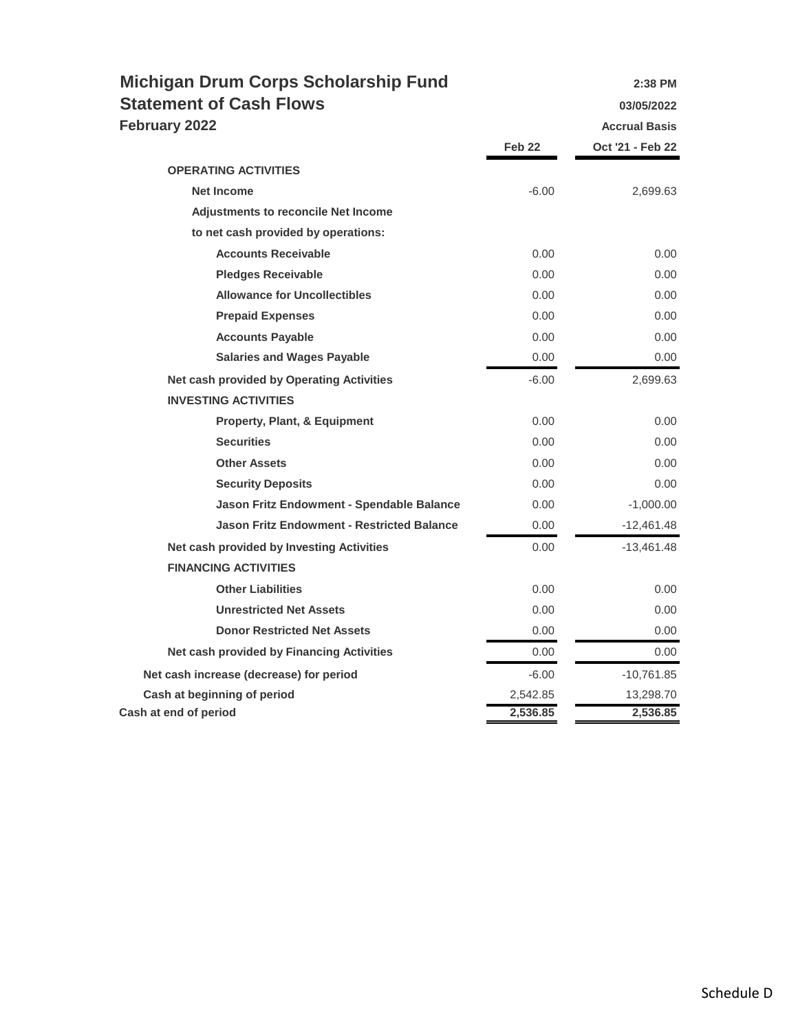# Michigan Drum Corps Scholarship Fund

## Statement of Cash Flows

### February 2022

2:38 PM
03/05/2022
Accrual Basis

| | Feb 22 | Oct '21 - Feb 22 |
|---|---|---|
| **OPERATING ACTIVITIES** | | |
| **Net Income** | -6.00 | 2,699.63 |
| **Adjustments to reconcile Net Income** | | |
| **to net cash provided by operations:** | | |
| **Accounts Receivable** | 0.00 | 0.00 |
| **Pledges Receivable** | 0.00 | 0.00 |
| **Allowance for Uncollectibles** | 0.00 | 0.00 |
| **Prepaid Expenses** | 0.00 | 0.00 |
| **Accounts Payable** | 0.00 | 0.00 |
| **Salaries and Wages Payable** | 0.00 | 0.00 |
| **Net cash provided by Operating Activities** | -6.00 | 2,699.63 |
| **INVESTING ACTIVITIES** | | |
| **Property, Plant, & Equipment** | 0.00 | 0.00 |
| **Securities** | 0.00 | 0.00 |
| **Other Assets** | 0.00 | 0.00 |
| **Security Deposits** | 0.00 | 0.00 |
| **Jason Fritz Endowment - Spendable Balance** | 0.00 | -1,000.00 |
| **Jason Fritz Endowment - Restricted Balance** | 0.00 | -12,461.48 |
| **Net cash provided by Investing Activities** | 0.00 | -13,461.48 |
| **FINANCING ACTIVITIES** | | |
| **Other Liabilities** | 0.00 | 0.00 |
| **Unrestricted Net Assets** | 0.00 | 0.00 |
| **Donor Restricted Net Assets** | 0.00 | 0.00 |
| **Net cash provided by Financing Activities** | 0.00 | 0.00 |
| **Net cash increase (decrease) for period** | -6.00 | -10,761.85 |
| **Cash at beginning of period** | 2,542.85 | 13,298.70 |
| **Cash at end of period** | **2,536.85** | **2,536.85** |

Schedule D